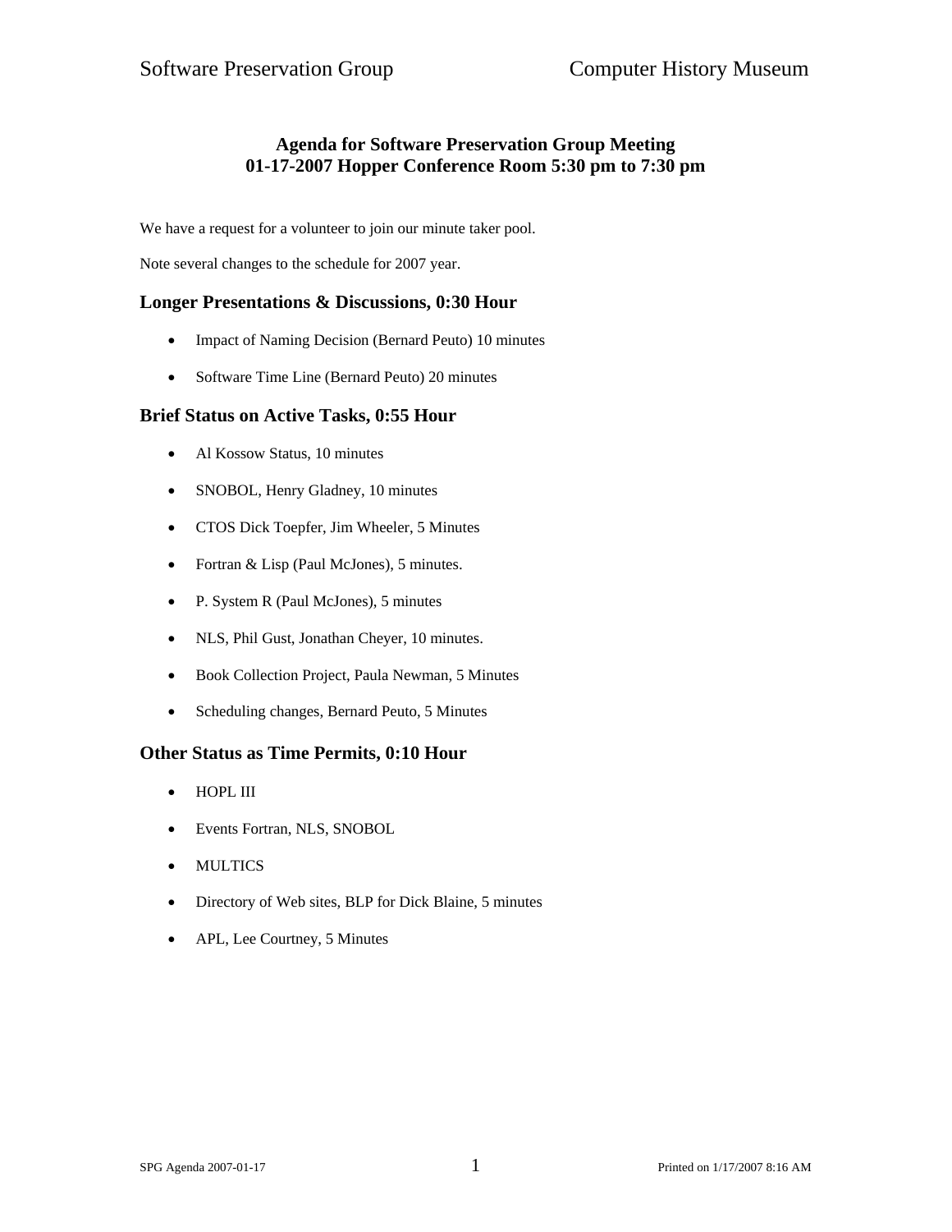# Agenda for Software Preservation Group Meeting
## 01-17-2007 Hopper Conference Room 5:30 pm to 7:30 pm

We have a request for a volunteer to join our minute taker pool.

Note several changes to the schedule for 2007 year.

### Longer Presentations & Discussions, 0:30 Hour

- Impact of Naming Decision (Bernard Peuto) 10 minutes
- Software Time Line (Bernard Peuto) 20 minutes

### Brief Status on Active Tasks, 0:55 Hour

- Al Kossow Status, 10 minutes
- SNOBOL, Henry Gladney, 10 minutes
- CTOS Dick Toepfer, Jim Wheeler, 5 Minutes
- Fortran & Lisp (Paul McJones), 5 minutes.
- P. System R (Paul McJones), 5 minutes
- NLS, Phil Gust, Jonathan Cheyer, 10 minutes.
- Book Collection Project, Paula Newman, 5 Minutes
- Scheduling changes, Bernard Peuto, 5 Minutes

### Other Status as Time Permits, 0:10 Hour

- HOPL III
- Events Fortran, NLS, SNOBOL
- MULTICS
- Directory of Web sites, BLP for Dick Blaine, 5 minutes
- APL, Lee Courtney, 5 Minutes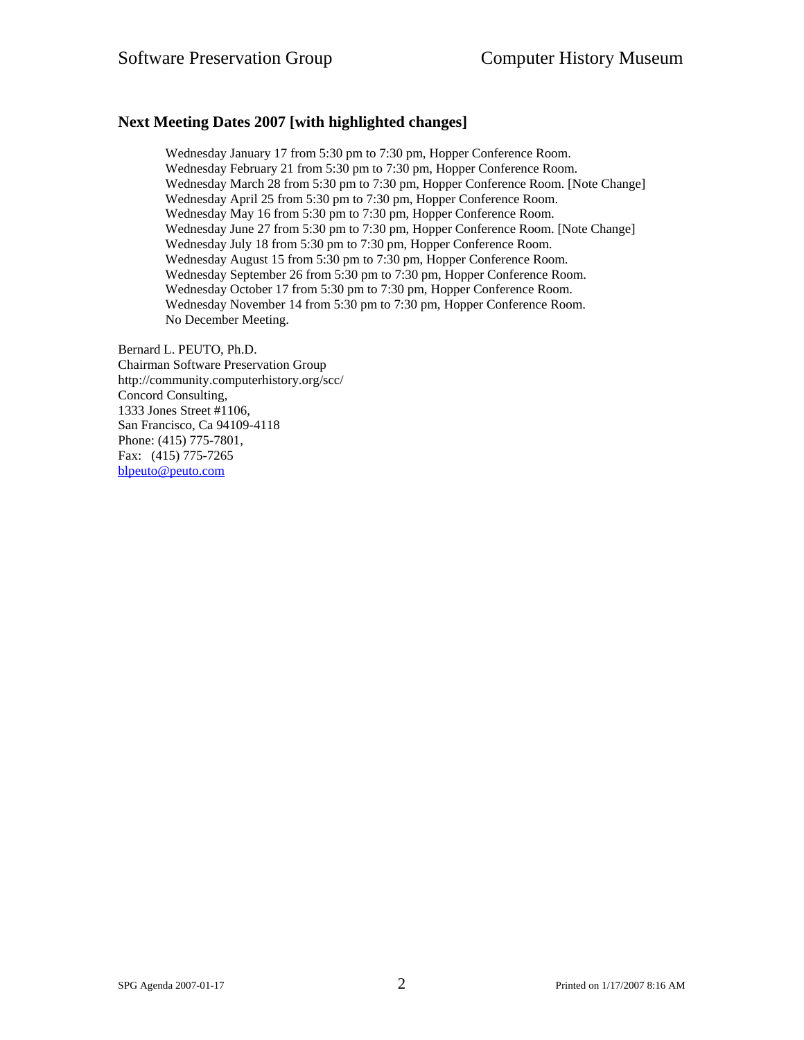## Next Meeting Dates 2007 [with highlighted changes]

Wednesday January 17 from 5:30 pm to 7:30 pm, Hopper Conference Room.
Wednesday February 21 from 5:30 pm to 7:30 pm, Hopper Conference Room.
Wednesday March 28 from 5:30 pm to 7:30 pm, Hopper Conference Room. [Note Change]
Wednesday April 25 from 5:30 pm to 7:30 pm, Hopper Conference Room.
Wednesday May 16 from 5:30 pm to 7:30 pm, Hopper Conference Room.
Wednesday June 27 from 5:30 pm to 7:30 pm, Hopper Conference Room. [Note Change]
Wednesday July 18 from 5:30 pm to 7:30 pm, Hopper Conference Room.
Wednesday August 15 from 5:30 pm to 7:30 pm, Hopper Conference Room.
Wednesday September 26 from 5:30 pm to 7:30 pm, Hopper Conference Room.
Wednesday October 17 from 5:30 pm to 7:30 pm, Hopper Conference Room.
Wednesday November 14 from 5:30 pm to 7:30 pm, Hopper Conference Room.
No December Meeting.

Bernard L. PEUTO, Ph.D.
Chairman Software Preservation Group
http://community.computerhistory.org/scc/
Concord Consulting,
1333 Jones Street #1106,
San Francisco, Ca 94109-4118
Phone: (415) 775-7801,
Fax: (415) 775-7265
blpeuto@peuto.com